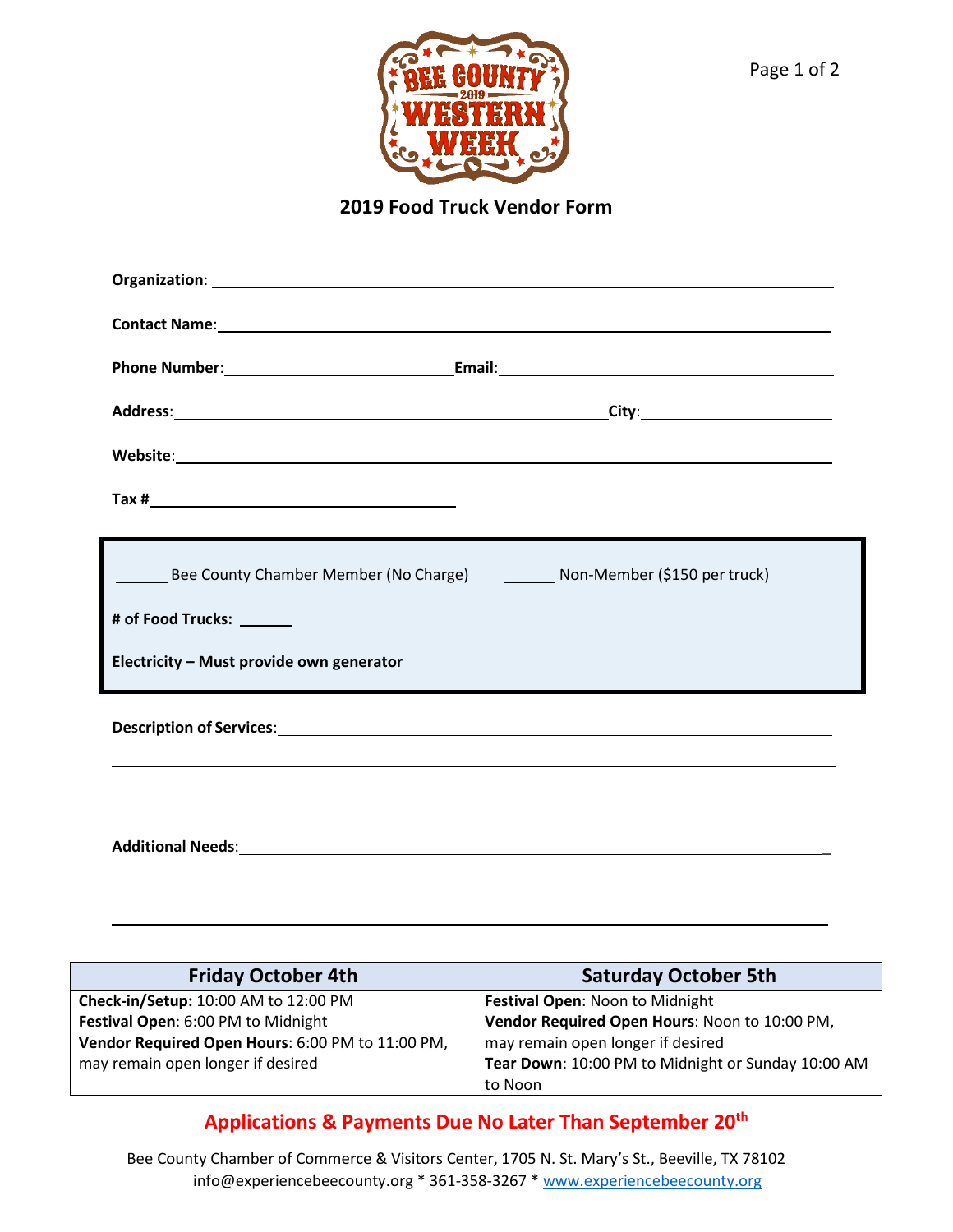# 2019 Food Truck Vendor Form

**Organization**: ______________________________________________

**Contact Name**: ______________________________________________

**Phone Number**: ______________________ **Email**: ______________________

**Address**: ______________________________ **City**: ______________________

**Website**: ______________________________________________

**Tax #** ______________________________

______ Bee County Chamber Member (No Charge) ______ Non-Member ($150 per truck)

**# of Food Trucks:** ______

**Electricity – Must provide own generator**

**Description of Services**: ______________________________________________

______________________________________________

______________________________________________

**Additional Needs**: ______________________________________________

______________________________________________

______________________________________________

| Friday October 4th | Saturday October 5th |
|---|---|
| **Check-in/Setup:** 10:00 AM to 12:00 PM<br>**Festival Open**: 6:00 PM to Midnight<br>**Vendor Required Open Hours**: 6:00 PM to 11:00 PM, may remain open longer if desired | **Festival Open**: Noon to Midnight<br>**Vendor Required Open Hours**: Noon to 10:00 PM, may remain open longer if desired<br>**Tear Down**: 10:00 PM to Midnight or Sunday 10:00 AM to Noon |

## Applications & Payments Due No Later Than September 20th

Bee County Chamber of Commerce & Visitors Center, 1705 N. St. Mary's St., Beeville, TX 78102
info@experiencebeecounty.org * 361-358-3267 * www.experiencebeecounty.org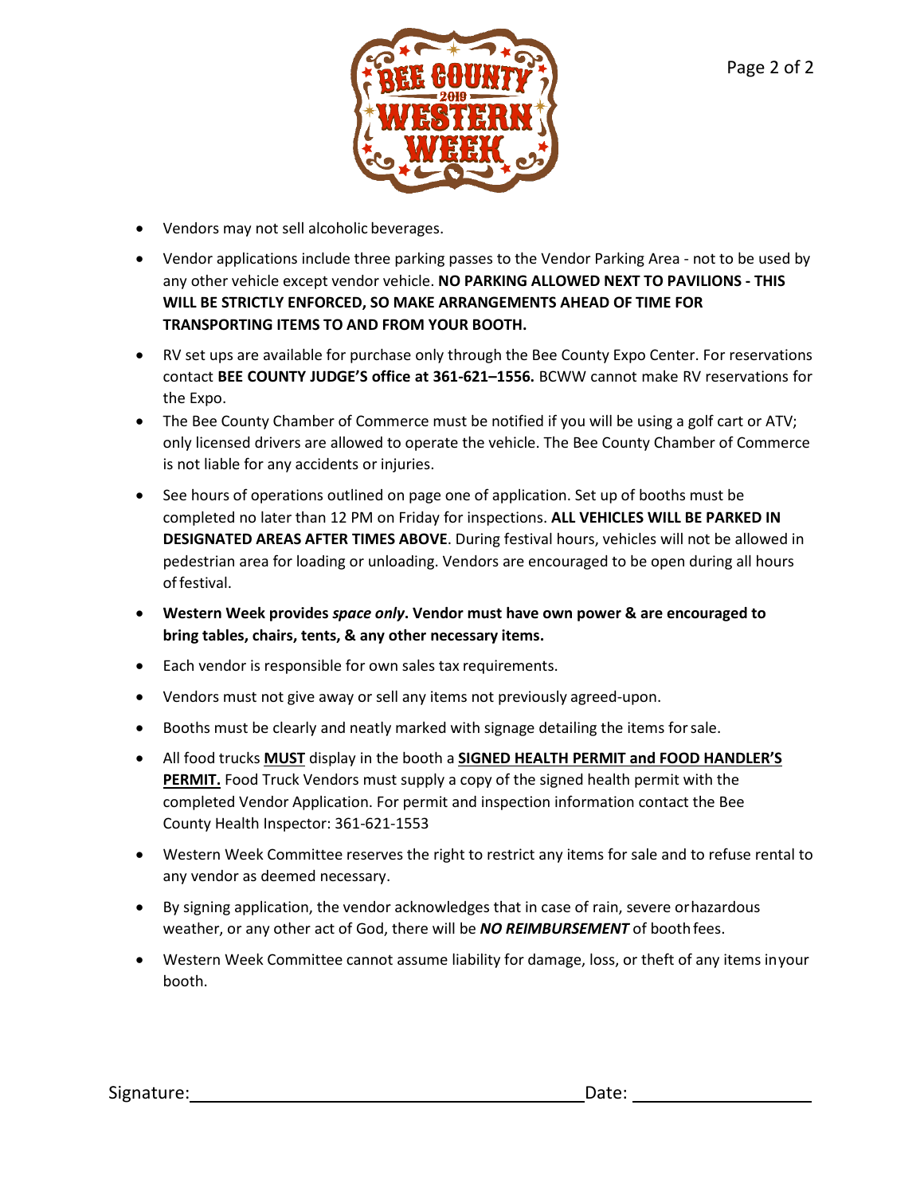- Vendors may not sell alcoholic beverages.
- Vendor applications include three parking passes to the Vendor Parking Area - not to be used by any other vehicle except vendor vehicle. **NO PARKING ALLOWED NEXT TO PAVILIONS - THIS WILL BE STRICTLY ENFORCED, SO MAKE ARRANGEMENTS AHEAD OF TIME FOR TRANSPORTING ITEMS TO AND FROM YOUR BOOTH.**
- RV set ups are available for purchase only through the Bee County Expo Center. For reservations contact **BEE COUNTY JUDGE'S office at 361-621–1556.** BCWW cannot make RV reservations for the Expo.
- The Bee County Chamber of Commerce must be notified if you will be using a golf cart or ATV; only licensed drivers are allowed to operate the vehicle. The Bee County Chamber of Commerce is not liable for any accidents or injuries.
- See hours of operations outlined on page one of application. Set up of booths must be completed no later than 12 PM on Friday for inspections. **ALL VEHICLES WILL BE PARKED IN DESIGNATED AREAS AFTER TIMES ABOVE**. During festival hours, vehicles will not be allowed in pedestrian area for loading or unloading. Vendors are encouraged to be open during all hours of festival.
- **Western Week provides *space only*. Vendor must have own power & are encouraged to bring tables, chairs, tents, & any other necessary items.**
- Each vendor is responsible for own sales tax requirements.
- Vendors must not give away or sell any items not previously agreed-upon.
- Booths must be clearly and neatly marked with signage detailing the items for sale.
- All food trucks <u>**MUST**</u> display in the booth a <u>**SIGNED HEALTH PERMIT and FOOD HANDLER'S PERMIT.**</u> Food Truck Vendors must supply a copy of the signed health permit with the completed Vendor Application. For permit and inspection information contact the Bee County Health Inspector: 361-621-1553
- Western Week Committee reserves the right to restrict any items for sale and to refuse rental to any vendor as deemed necessary.
- By signing application, the vendor acknowledges that in case of rain, severe or hazardous weather, or any other act of God, there will be ***NO REIMBURSEMENT*** of booth fees.
- Western Week Committee cannot assume liability for damage, loss, or theft of any items in your booth.

Signature: ______________________________ Date: ________________